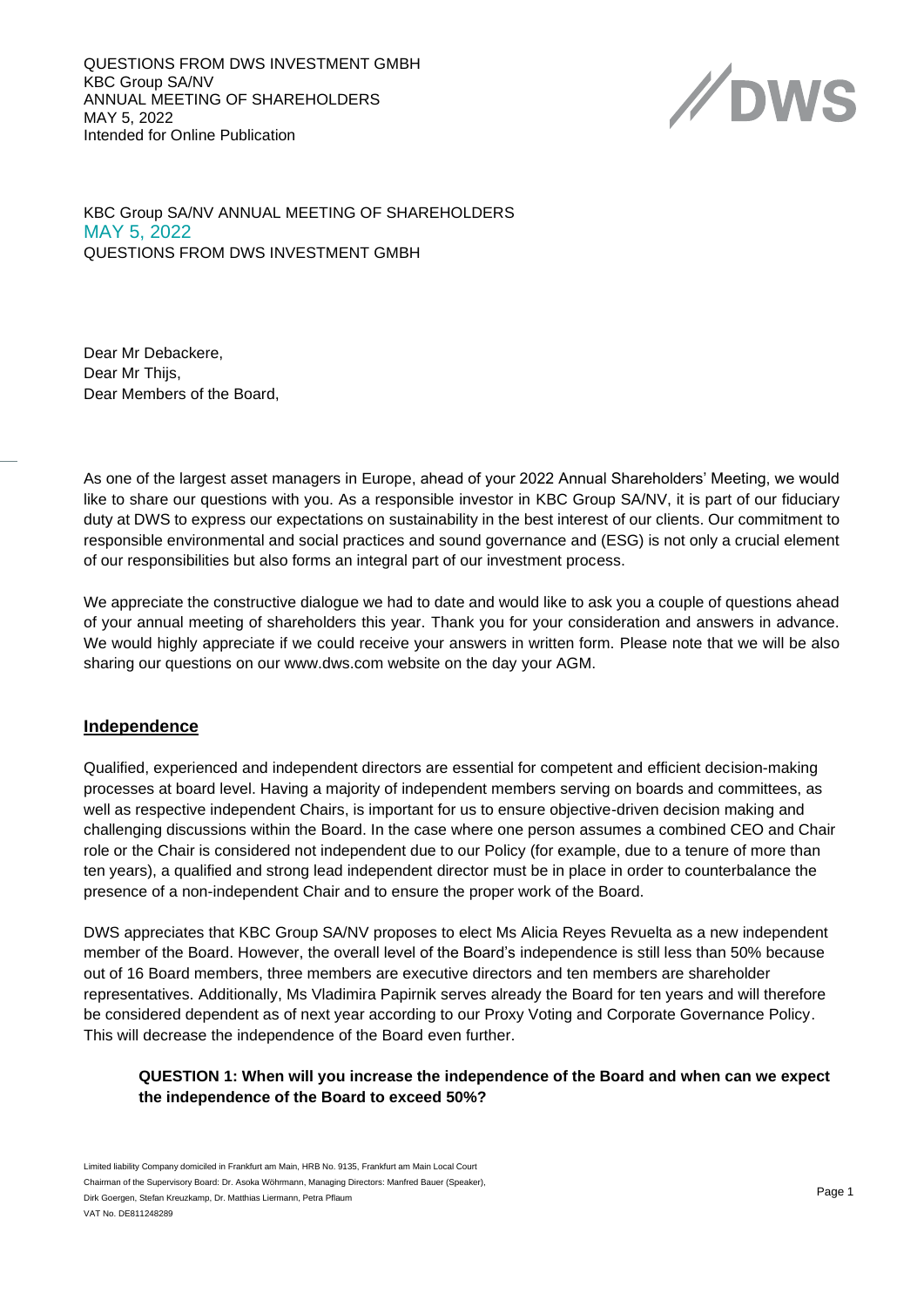QUESTIONS FROM DWS INVESTMENT GMBH
KBC Group SA/NV
ANNUAL MEETING OF SHAREHOLDERS
MAY 5, 2022
Intended for Online Publication

KBC Group SA/NV ANNUAL MEETING OF SHAREHOLDERS
MAY 5, 2022
QUESTIONS FROM DWS INVESTMENT GMBH

Dear Mr Debackere,
Dear Mr Thijs,
Dear Members of the Board,

As one of the largest asset managers in Europe, ahead of your 2022 Annual Shareholders' Meeting, we would like to share our questions with you. As a responsible investor in KBC Group SA/NV, it is part of our fiduciary duty at DWS to express our expectations on sustainability in the best interest of our clients. Our commitment to responsible environmental and social practices and sound governance and (ESG) is not only a crucial element of our responsibilities but also forms an integral part of our investment process.

We appreciate the constructive dialogue we had to date and would like to ask you a couple of questions ahead of your annual meeting of shareholders this year. Thank you for your consideration and answers in advance. We would highly appreciate if we could receive your answers in written form. Please note that we will be also sharing our questions on our www.dws.com website on the day your AGM.

## Independence

Qualified, experienced and independent directors are essential for competent and efficient decision-making processes at board level. Having a majority of independent members serving on boards and committees, as well as respective independent Chairs, is important for us to ensure objective-driven decision making and challenging discussions within the Board. In the case where one person assumes a combined CEO and Chair role or the Chair is considered not independent due to our Policy (for example, due to a tenure of more than ten years), a qualified and strong lead independent director must be in place in order to counterbalance the presence of a non-independent Chair and to ensure the proper work of the Board.

DWS appreciates that KBC Group SA/NV proposes to elect Ms Alicia Reyes Revuelta as a new independent member of the Board. However, the overall level of the Board's independence is still less than 50% because out of 16 Board members, three members are executive directors and ten members are shareholder representatives. Additionally, Ms Vladimira Papirnik serves already the Board for ten years and will therefore be considered dependent as of next year according to our Proxy Voting and Corporate Governance Policy. This will decrease the independence of the Board even further.

**QUESTION 1: When will you increase the independence of the Board and when can we expect the independence of the Board to exceed 50%?**

Limited liability Company domiciled in Frankfurt am Main, HRB No. 9135, Frankfurt am Main Local Court
Chairman of the Supervisory Board: Dr. Asoka Wöhrmann, Managing Directors: Manfred Bauer (Speaker), Dirk Goergen, Stefan Kreuzkamp, Dr. Matthias Liermann, Petra Pflaum
VAT No. DE811248289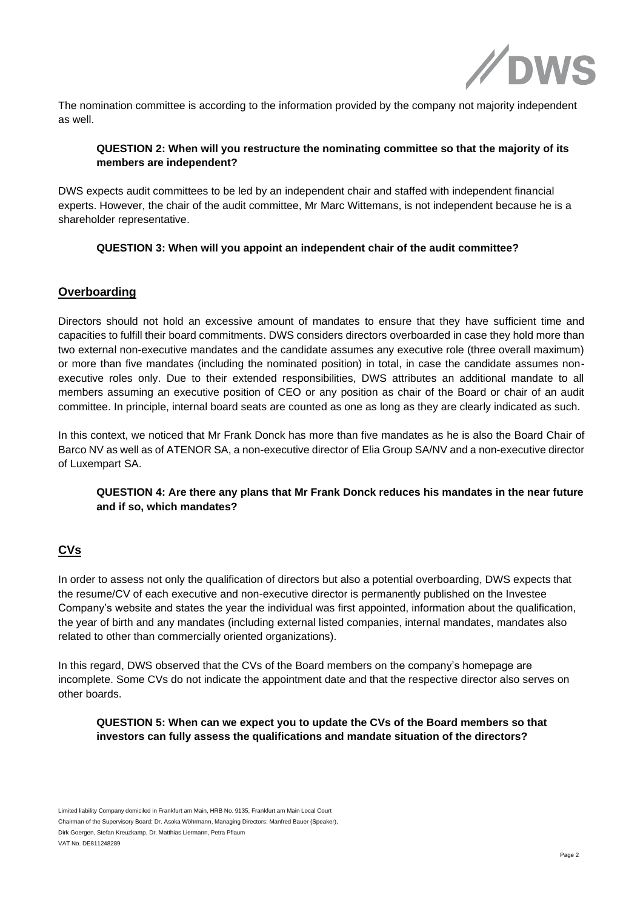The nomination committee is according to the information provided by the company not majority independent as well.

**QUESTION 2: When will you restructure the nominating committee so that the majority of its members are independent?**

DWS expects audit committees to be led by an independent chair and staffed with independent financial experts. However, the chair of the audit committee, Mr Marc Wittemans, is not independent because he is a shareholder representative.

**QUESTION 3: When will you appoint an independent chair of the audit committee?**

## Overboarding

Directors should not hold an excessive amount of mandates to ensure that they have sufficient time and capacities to fulfill their board commitments. DWS considers directors overboarded in case they hold more than two external non-executive mandates and the candidate assumes any executive role (three overall maximum) or more than five mandates (including the nominated position) in total, in case the candidate assumes non-executive roles only. Due to their extended responsibilities, DWS attributes an additional mandate to all members assuming an executive position of CEO or any position as chair of the Board or chair of an audit committee. In principle, internal board seats are counted as one as long as they are clearly indicated as such.

In this context, we noticed that Mr Frank Donck has more than five mandates as he is also the Board Chair of Barco NV as well as of ATENOR SA, a non-executive director of Elia Group SA/NV and a non-executive director of Luxempart SA.

**QUESTION 4: Are there any plans that Mr Frank Donck reduces his mandates in the near future and if so, which mandates?**

## CVs

In order to assess not only the qualification of directors but also a potential overboarding, DWS expects that the resume/CV of each executive and non-executive director is permanently published on the Investee Company's website and states the year the individual was first appointed, information about the qualification, the year of birth and any mandates (including external listed companies, internal mandates, mandates also related to other than commercially oriented organizations).

In this regard, DWS observed that the CVs of the Board members on the company's homepage are incomplete. Some CVs do not indicate the appointment date and that the respective director also serves on other boards.

**QUESTION 5: When can we expect you to update the CVs of the Board members so that investors can fully assess the qualifications and mandate situation of the directors?**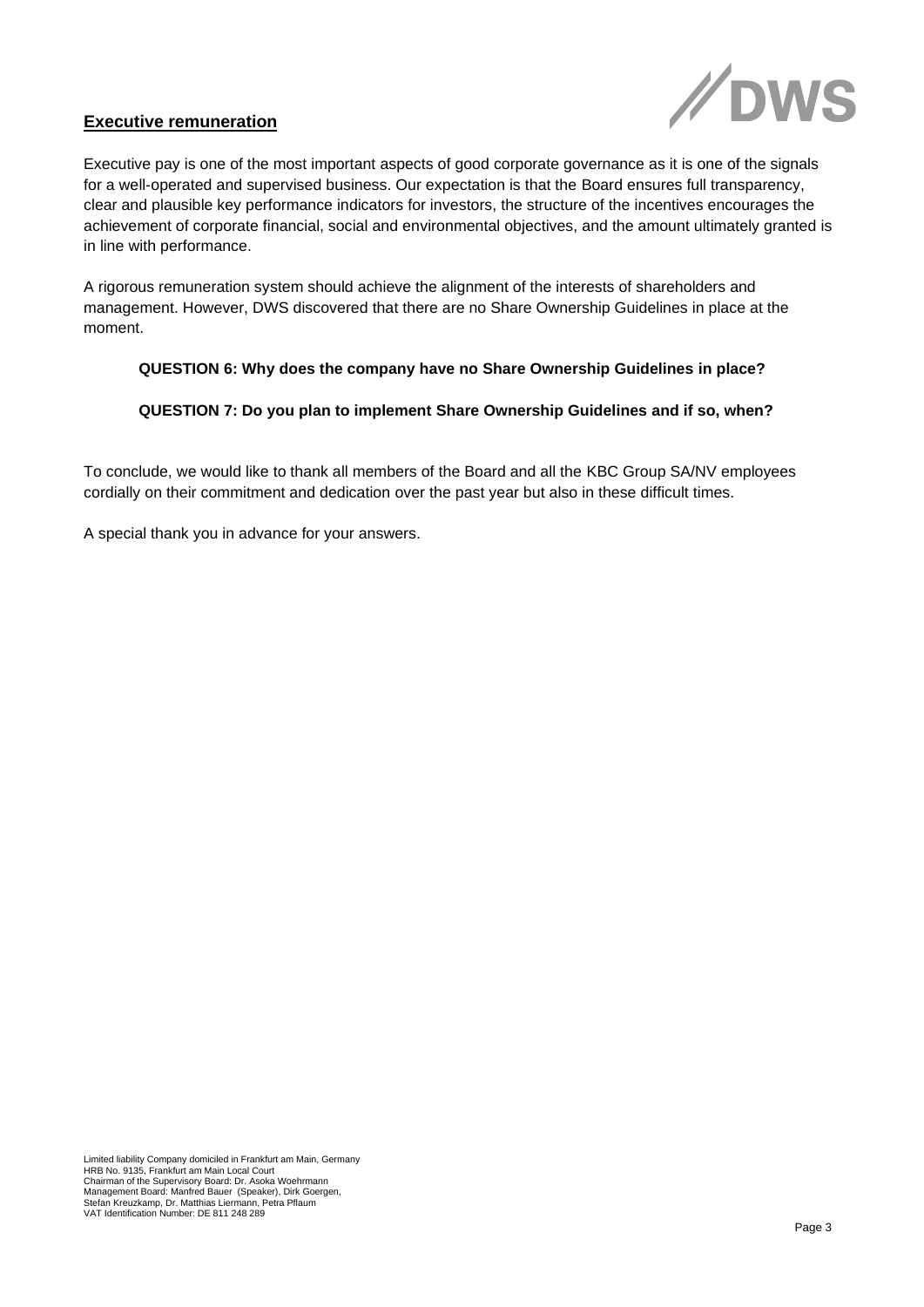## Executive remuneration

Executive pay is one of the most important aspects of good corporate governance as it is one of the signals for a well-operated and supervised business. Our expectation is that the Board ensures full transparency, clear and plausible key performance indicators for investors, the structure of the incentives encourages the achievement of corporate financial, social and environmental objectives, and the amount ultimately granted is in line with performance.

A rigorous remuneration system should achieve the alignment of the interests of shareholders and management. However, DWS discovered that there are no Share Ownership Guidelines in place at the moment.

**QUESTION 6: Why does the company have no Share Ownership Guidelines in place?**

**QUESTION 7: Do you plan to implement Share Ownership Guidelines and if so, when?**

To conclude, we would like to thank all members of the Board and all the KBC Group SA/NV employees cordially on their commitment and dedication over the past year but also in these difficult times.

A special thank you in advance for your answers.